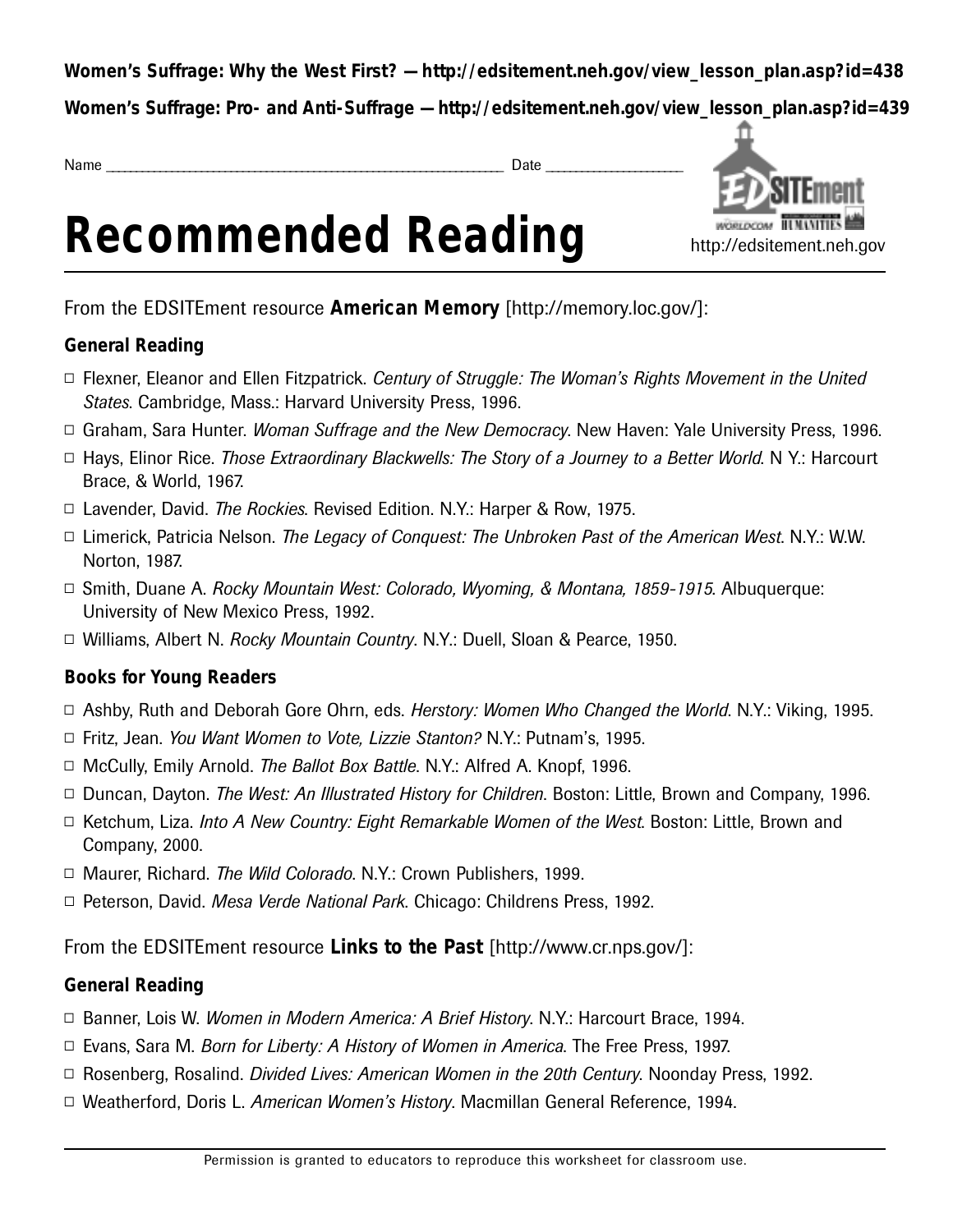**Women's Suffrage: Why the West First? — http://edsitement.neh.gov/view_lesson_plan.asp?id=438**

**Women's Suffrage: Pro- and Anti-Suffrage — http://edsitement.neh.gov/view_lesson_plan.asp?id=439**

Name ______________________________ Date ______________

http://edsitement.neh.gov

# Recommended Reading

From the EDSITEment resource **American Memory** [http://memory.loc.gov/]:

### General Reading

- Flexner, Eleanor and Ellen Fitzpatrick. *Century of Struggle: The Woman's Rights Movement in the United States*. Cambridge, Mass.: Harvard University Press, 1996.
- Graham, Sara Hunter. *Woman Suffrage and the New Democracy*. New Haven: Yale University Press, 1996.
- Hays, Elinor Rice. *Those Extraordinary Blackwells: The Story of a Journey to a Better World*. N Y.: Harcourt Brace, & World, 1967.
- Lavender, David. *The Rockies*. Revised Edition. N.Y.: Harper & Row, 1975.
- Limerick, Patricia Nelson. *The Legacy of Conquest: The Unbroken Past of the American West*. N.Y.: W.W. Norton, 1987.
- Smith, Duane A. *Rocky Mountain West: Colorado, Wyoming, & Montana, 1859-1915*. Albuquerque: University of New Mexico Press, 1992.
- Williams, Albert N. *Rocky Mountain Country*. N.Y.: Duell, Sloan & Pearce, 1950.

### Books for Young Readers

- Ashby, Ruth and Deborah Gore Ohrn, eds. *Herstory: Women Who Changed the World*. N.Y.: Viking, 1995.
- Fritz, Jean. *You Want Women to Vote, Lizzie Stanton?* N.Y.: Putnam's, 1995.
- McCully, Emily Arnold. *The Ballot Box Battle*. N.Y.: Alfred A. Knopf, 1996.
- Duncan, Dayton. *The West: An Illustrated History for Children*. Boston: Little, Brown and Company, 1996.
- Ketchum, Liza. *Into A New Country: Eight Remarkable Women of the West*. Boston: Little, Brown and Company, 2000.
- Maurer, Richard. *The Wild Colorado*. N.Y.: Crown Publishers, 1999.
- Peterson, David. *Mesa Verde National Park*. Chicago: Childrens Press, 1992.

From the EDSITEment resource **Links to the Past** [http://www.cr.nps.gov/]:

### General Reading

- Banner, Lois W. *Women in Modern America: A Brief History*. N.Y.: Harcourt Brace, 1994.
- Evans, Sara M. *Born for Liberty: A History of Women in America*. The Free Press, 1997.
- Rosenberg, Rosalind. *Divided Lives: American Women in the 20th Century*. Noonday Press, 1992.
- Weatherford, Doris L. *American Women's History*. Macmillan General Reference, 1994.

Permission is granted to educators to reproduce this worksheet for classroom use.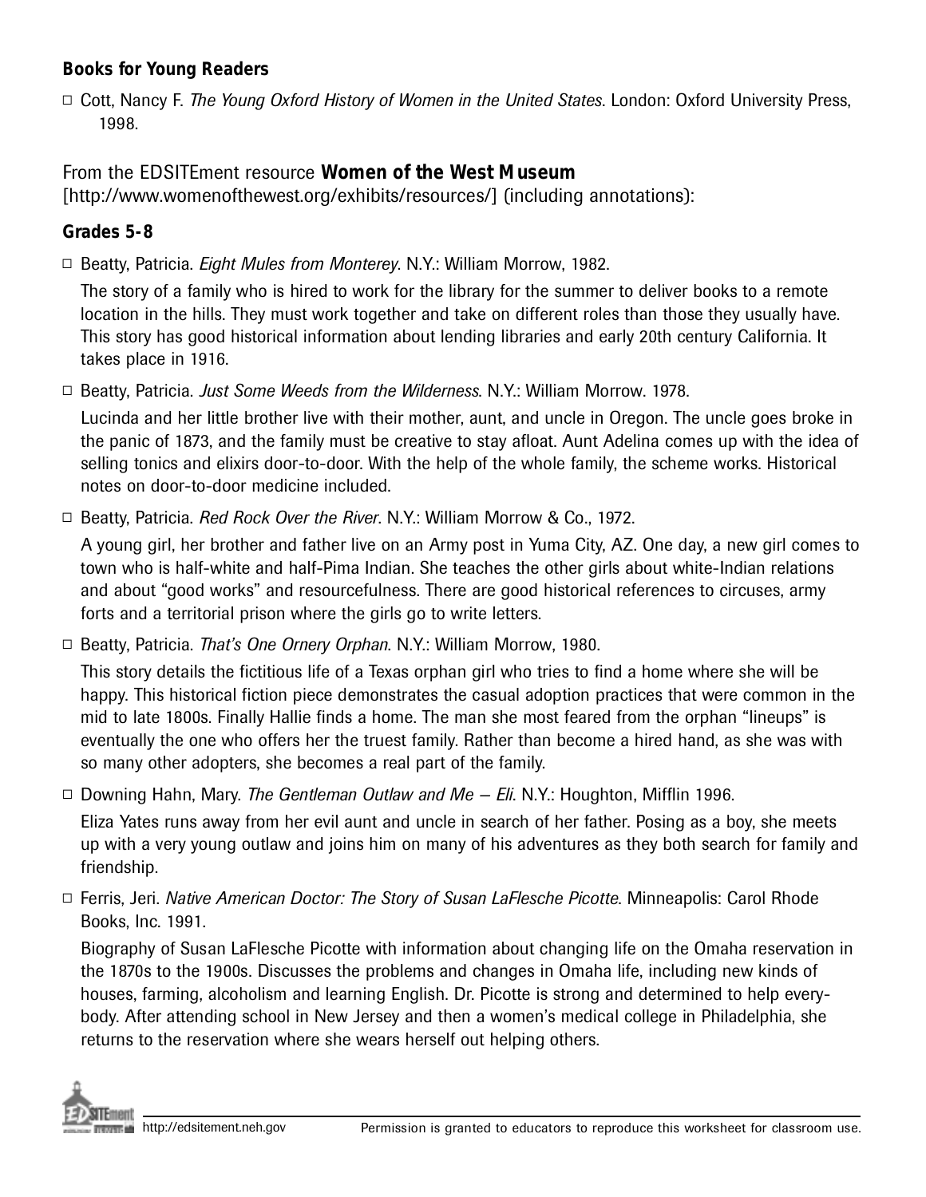### Books for Young Readers

- Cott, Nancy F. *The Young Oxford History of Women in the United States*. London: Oxford University Press, 1998.

From the EDSITEment resource **Women of the West Museum**
[http://www.womenofthewest.org/exhibits/resources/] (including annotations):

### Grades 5-8

- Beatty, Patricia. *Eight Mules from Monterey*. N.Y.: William Morrow, 1982.

  The story of a family who is hired to work for the library for the summer to deliver books to a remote location in the hills. They must work together and take on different roles than those they usually have. This story has good historical information about lending libraries and early 20th century California. It takes place in 1916.

- Beatty, Patricia. *Just Some Weeds from the Wilderness*. N.Y.: William Morrow. 1978.

  Lucinda and her little brother live with their mother, aunt, and uncle in Oregon. The uncle goes broke in the panic of 1873, and the family must be creative to stay afloat. Aunt Adelina comes up with the idea of selling tonics and elixirs door-to-door. With the help of the whole family, the scheme works. Historical notes on door-to-door medicine included.

- Beatty, Patricia. *Red Rock Over the River*. N.Y.: William Morrow & Co., 1972.

  A young girl, her brother and father live on an Army post in Yuma City, AZ. One day, a new girl comes to town who is half-white and half-Pima Indian. She teaches the other girls about white-Indian relations and about "good works" and resourcefulness. There are good historical references to circuses, army forts and a territorial prison where the girls go to write letters.

- Beatty, Patricia. *That's One Ornery Orphan*. N.Y.: William Morrow, 1980.

  This story details the fictitious life of a Texas orphan girl who tries to find a home where she will be happy. This historical fiction piece demonstrates the casual adoption practices that were common in the mid to late 1800s. Finally Hallie finds a home. The man she most feared from the orphan "lineups" is eventually the one who offers her the truest family. Rather than become a hired hand, as she was with so many other adopters, she becomes a real part of the family.

- Downing Hahn, Mary. *The Gentleman Outlaw and Me – Eli*. N.Y.: Houghton, Mifflin 1996.

  Eliza Yates runs away from her evil aunt and uncle in search of her father. Posing as a boy, she meets up with a very young outlaw and joins him on many of his adventures as they both search for family and friendship.

- Ferris, Jeri. *Native American Doctor: The Story of Susan LaFlesche Picotte*. Minneapolis: Carol Rhode Books, Inc. 1991.

  Biography of Susan LaFlesche Picotte with information about changing life on the Omaha reservation in the 1870s to the 1900s. Discusses the problems and changes in Omaha life, including new kinds of houses, farming, alcoholism and learning English. Dr. Picotte is strong and determined to help everybody. After attending school in New Jersey and then a women's medical college in Philadelphia, she returns to the reservation where she wears herself out helping others.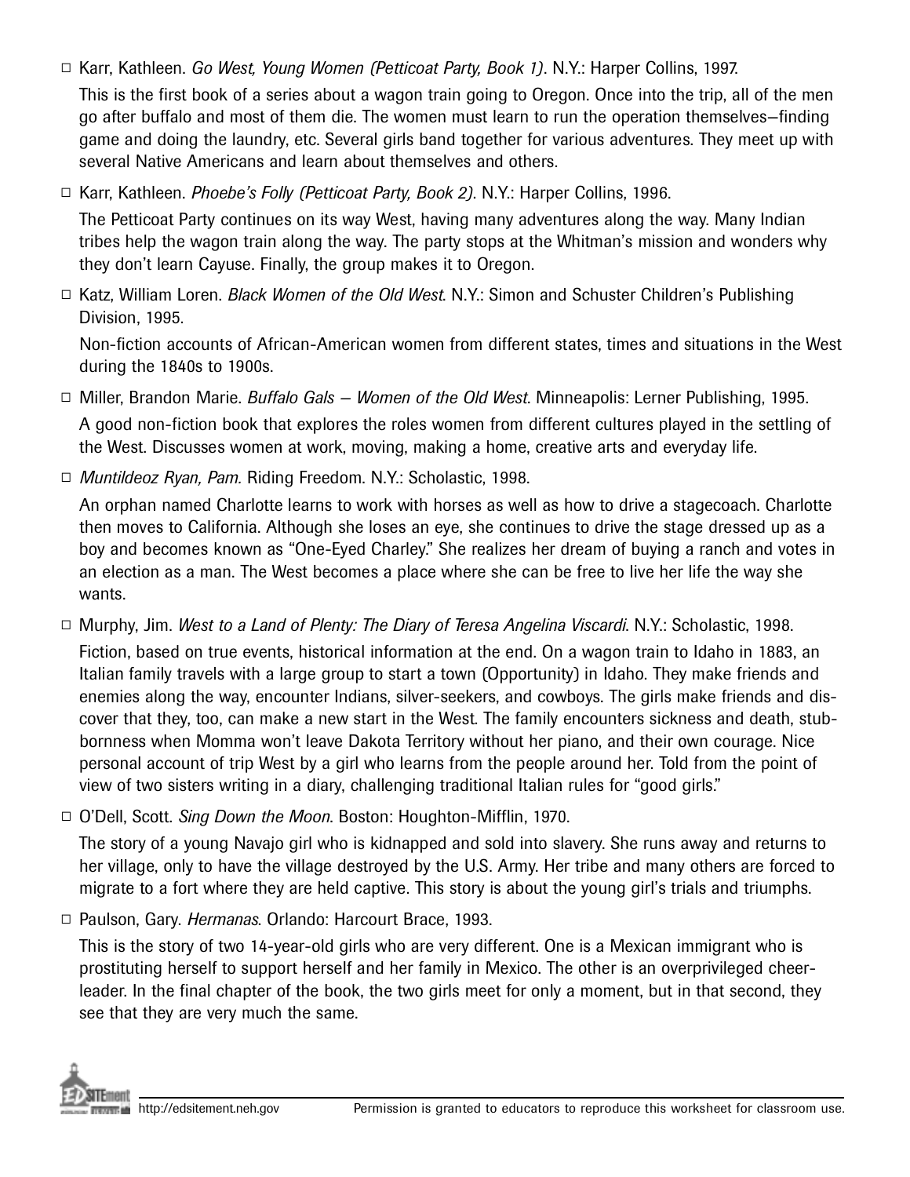- ☐ Karr, Kathleen. *Go West, Young Women (Petticoat Party, Book 1)*. N.Y.: Harper Collins, 1997.

  This is the first book of a series about a wagon train going to Oregon. Once into the trip, all of the men go after buffalo and most of them die. The women must learn to run the operation themselves–finding game and doing the laundry, etc. Several girls band together for various adventures. They meet up with several Native Americans and learn about themselves and others.

- ☐ Karr, Kathleen. *Phoebe's Folly (Petticoat Party, Book 2)*. N.Y.: Harper Collins, 1996.

  The Petticoat Party continues on its way West, having many adventures along the way. Many Indian tribes help the wagon train along the way. The party stops at the Whitman's mission and wonders why they don't learn Cayuse. Finally, the group makes it to Oregon.

- ☐ Katz, William Loren. *Black Women of the Old West*. N.Y.: Simon and Schuster Children's Publishing Division, 1995.

  Non-fiction accounts of African-American women from different states, times and situations in the West during the 1840s to 1900s.

- ☐ Miller, Brandon Marie. *Buffalo Gals – Women of the Old West*. Minneapolis: Lerner Publishing, 1995.

  A good non-fiction book that explores the roles women from different cultures played in the settling of the West. Discusses women at work, moving, making a home, creative arts and everyday life.

- ☐ *Muntildeoz Ryan, Pam.* Riding Freedom. N.Y.: Scholastic, 1998.

  An orphan named Charlotte learns to work with horses as well as how to drive a stagecoach. Charlotte then moves to California. Although she loses an eye, she continues to drive the stage dressed up as a boy and becomes known as "One-Eyed Charley." She realizes her dream of buying a ranch and votes in an election as a man. The West becomes a place where she can be free to live her life the way she wants.

- ☐ Murphy, Jim. *West to a Land of Plenty: The Diary of Teresa Angelina Viscardi*. N.Y.: Scholastic, 1998.

  Fiction, based on true events, historical information at the end. On a wagon train to Idaho in 1883, an Italian family travels with a large group to start a town (Opportunity) in Idaho. They make friends and enemies along the way, encounter Indians, silver-seekers, and cowboys. The girls make friends and discover that they, too, can make a new start in the West. The family encounters sickness and death, stubbornness when Momma won't leave Dakota Territory without her piano, and their own courage. Nice personal account of trip West by a girl who learns from the people around her. Told from the point of view of two sisters writing in a diary, challenging traditional Italian rules for "good girls."

- ☐ O'Dell, Scott. *Sing Down the Moon*. Boston: Houghton-Mifflin, 1970.

  The story of a young Navajo girl who is kidnapped and sold into slavery. She runs away and returns to her village, only to have the village destroyed by the U.S. Army. Her tribe and many others are forced to migrate to a fort where they are held captive. This story is about the young girl's trials and triumphs.

- ☐ Paulson, Gary. *Hermanas*. Orlando: Harcourt Brace, 1993.

  This is the story of two 14-year-old girls who are very different. One is a Mexican immigrant who is prostituting herself to support herself and her family in Mexico. The other is an overprivileged cheerleader. In the final chapter of the book, the two girls meet for only a moment, but in that second, they see that they are very much the same.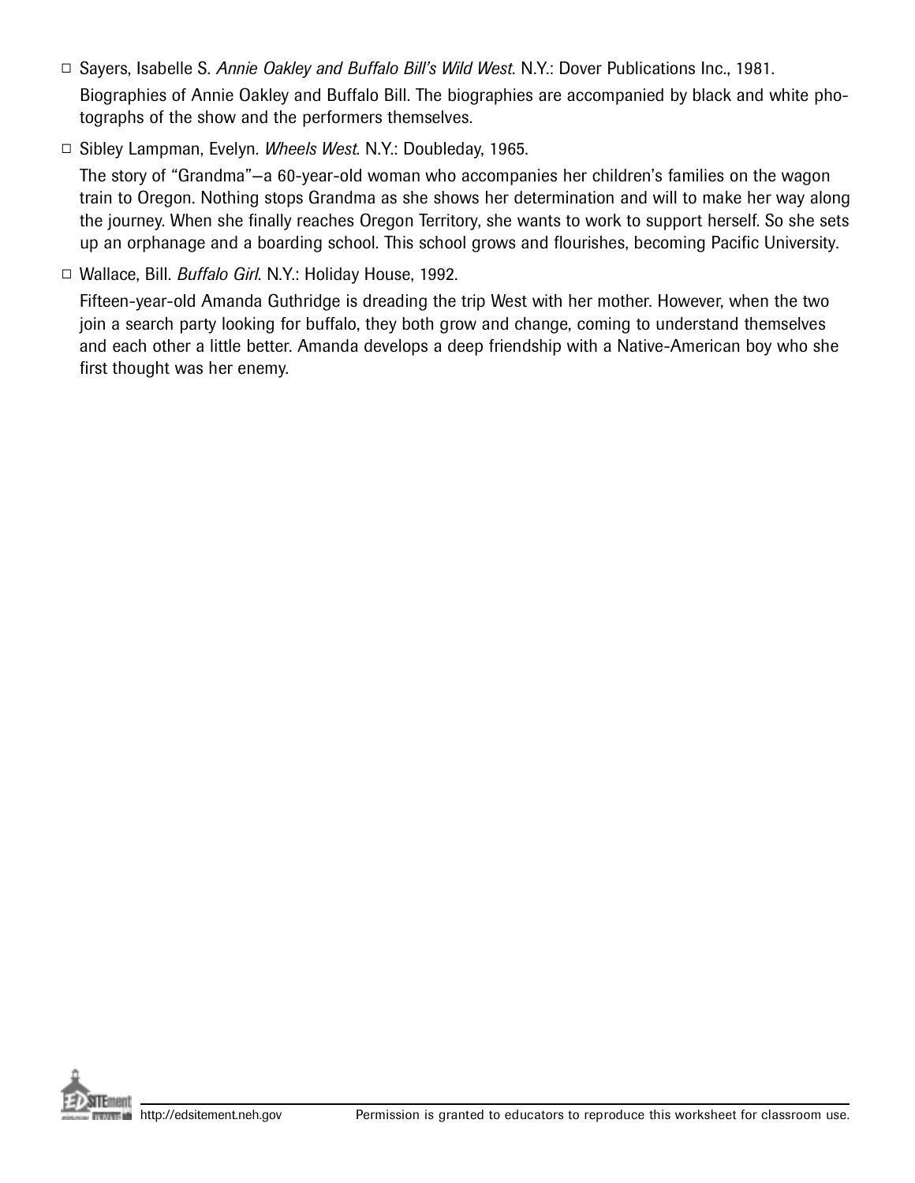- Sayers, Isabelle S. *Annie Oakley and Buffalo Bill's Wild West*. N.Y.: Dover Publications Inc., 1981.

  Biographies of Annie Oakley and Buffalo Bill. The biographies are accompanied by black and white photographs of the show and the performers themselves.

- Sibley Lampman, Evelyn. *Wheels West*. N.Y.: Doubleday, 1965.

  The story of "Grandma"—a 60-year-old woman who accompanies her children's families on the wagon train to Oregon. Nothing stops Grandma as she shows her determination and will to make her way along the journey. When she finally reaches Oregon Territory, she wants to work to support herself. So she sets up an orphanage and a boarding school. This school grows and flourishes, becoming Pacific University.

- Wallace, Bill. *Buffalo Girl*. N.Y.: Holiday House, 1992.

  Fifteen-year-old Amanda Guthridge is dreading the trip West with her mother. However, when the two join a search party looking for buffalo, they both grow and change, coming to understand themselves and each other a little better. Amanda develops a deep friendship with a Native-American boy who she first thought was her enemy.